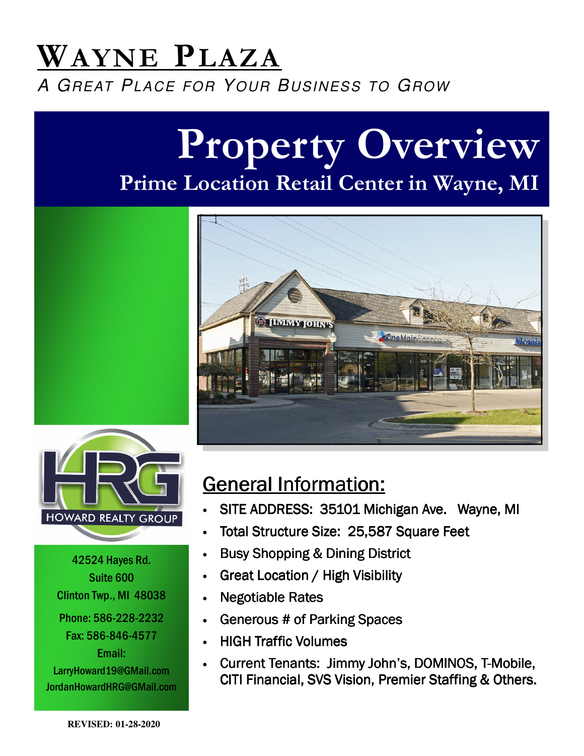# Wayne Plaza

*A Great Place for Your Business to Grow*

# Property Overview

## Prime Location Retail Center in Wayne, MI

HOWARD REALTY GROUP

42524 Hayes Rd.
Suite 600
Clinton Twp., MI 48038
Phone: 586-228-2232
Fax: 586-846-4577
Email:
LarryHoward19@GMail.com
JordanHowardHRG@GMail.com

## General Information:

- SITE ADDRESS: 35101 Michigan Ave. Wayne, MI
- Total Structure Size: 25,587 Square Feet
- Busy Shopping & Dining District
- Great Location / High Visibility
- Negotiable Rates
- Generous # of Parking Spaces
- HIGH Traffic Volumes
- Current Tenants: Jimmy John's, DOMINOS, T-Mobile, CITI Financial, SVS Vision, Premier Staffing & Others.

**REVISED: 01-28-2020**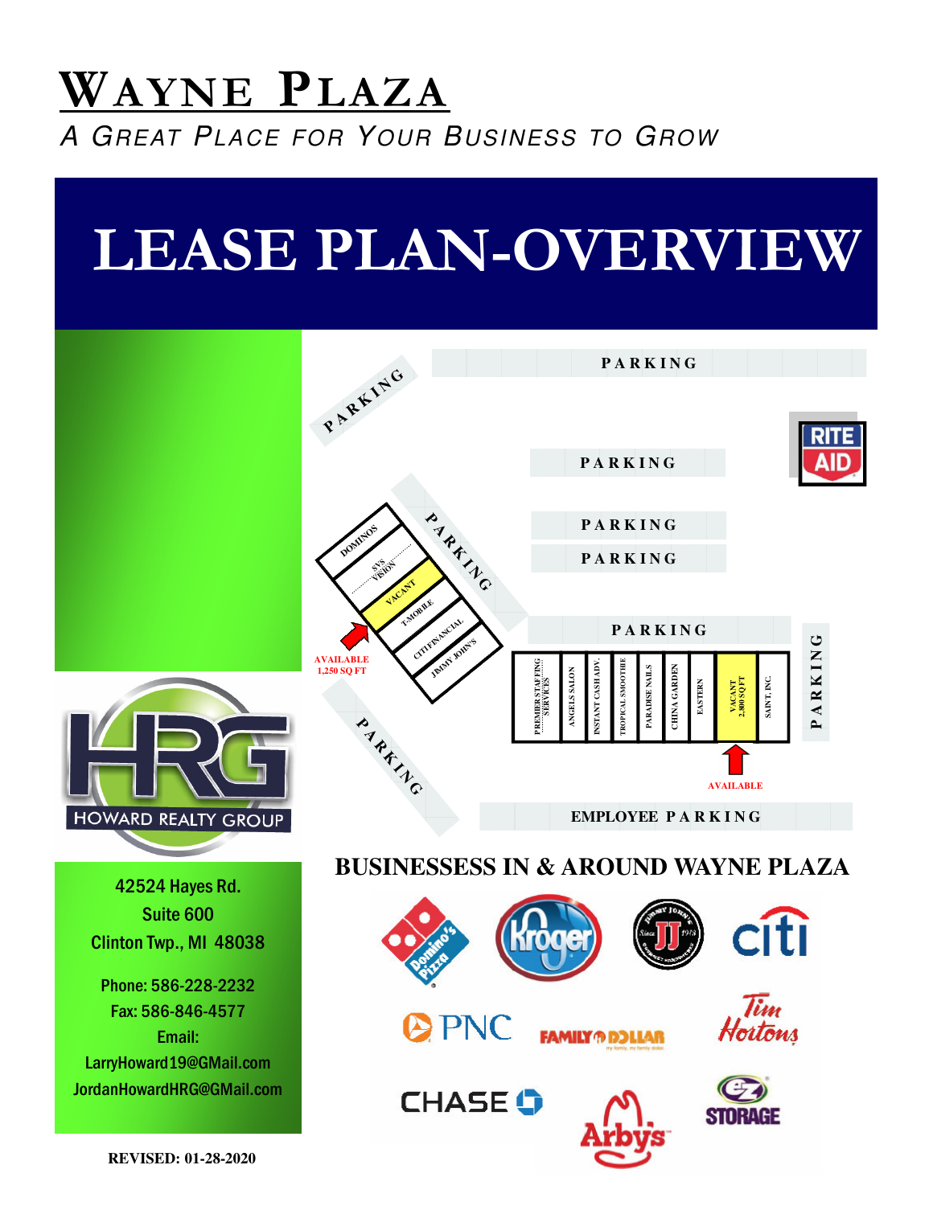# WAYNE PLAZA

*A GREAT PLACE FOR YOUR BUSINESS TO GROW*

# LEASE PLAN-OVERVIEW

PARKING

PARKING

RITE AID

PARKING

PARKING

PARKING

DOMINOS

SYS VISION

VACANT

T-MOBILE

CITIFINANCIAL

JIMMY JOHN'S

PARKING

AVAILABLE 1,250 SQ FT

PARKING

PREMIER STAFFING SERVICES

ANGELS SALON

INSTANT CASH ADV.

TROPICAL SMOOTHIE

PARADISE NAILS

CHINA GARDEN

EASTERN

VACANT 2,800 SQ FT

SAINT, INC.

PARKING

AVAILABLE

PARKING

EMPLOYEE PARKING

HOWARD REALTY GROUP

42524 Hayes Rd.
Suite 600
Clinton Twp., MI 48038

Phone: 586-228-2232
Fax: 586-846-4577
Email:
LarryHoward19@GMail.com
JordanHowardHRG@GMail.com

## BUSINESSESS IN & AROUND WAYNE PLAZA

Domino's Pizza, Kroger, Jimmy John's, citi, PNC, Family Dollar, Tim Hortons, Chase, Arby's, EZ Storage

REVISED: 01-28-2020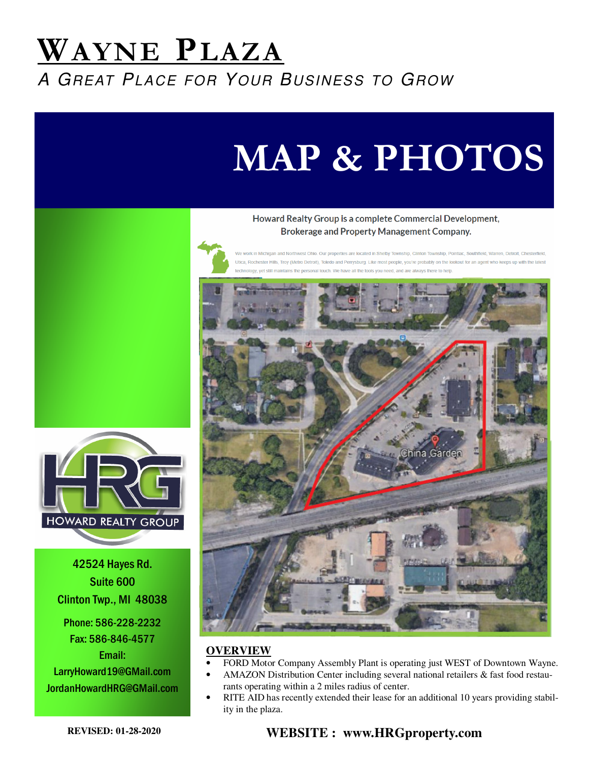# WAYNE PLAZA

*A GREAT PLACE FOR YOUR BUSINESS TO GROW*

# MAP & PHOTOS

Howard Realty Group is a complete Commercial Development, Brokerage and Property Management Company.

We work in Michigan and Northwest Ohio. Our properties are located in Shelby Township, Clinton Township, Pontiac, Southfield, Warren, Detroit, Chesterfield, Utica, Rochester Hills, Troy (Metro Detroit), Toledo and Perrysburg. Like most people, you're probably on the lookout for an agent who keeps up with the latest technology, yet still maintains the personal touch. We have all the tools you need, and are always there to help.

China Garden

HOWARD REALTY GROUP

42524 Hayes Rd.
Suite 600
Clinton Twp., MI 48038

Phone: 586-228-2232
Fax: 586-846-4577
Email:
LarryHoward19@GMail.com
JordanHowardHRG@GMail.com

## OVERVIEW

- FORD Motor Company Assembly Plant is operating just WEST of Downtown Wayne.
- AMAZON Distribution Center including several national retailers & fast food restaurants operating within a 2 miles radius of center.
- RITE AID has recently extended their lease for an additional 10 years providing stability in the plaza.

**REVISED: 01-28-2020**

**WEBSITE : www.HRGproperty.com**